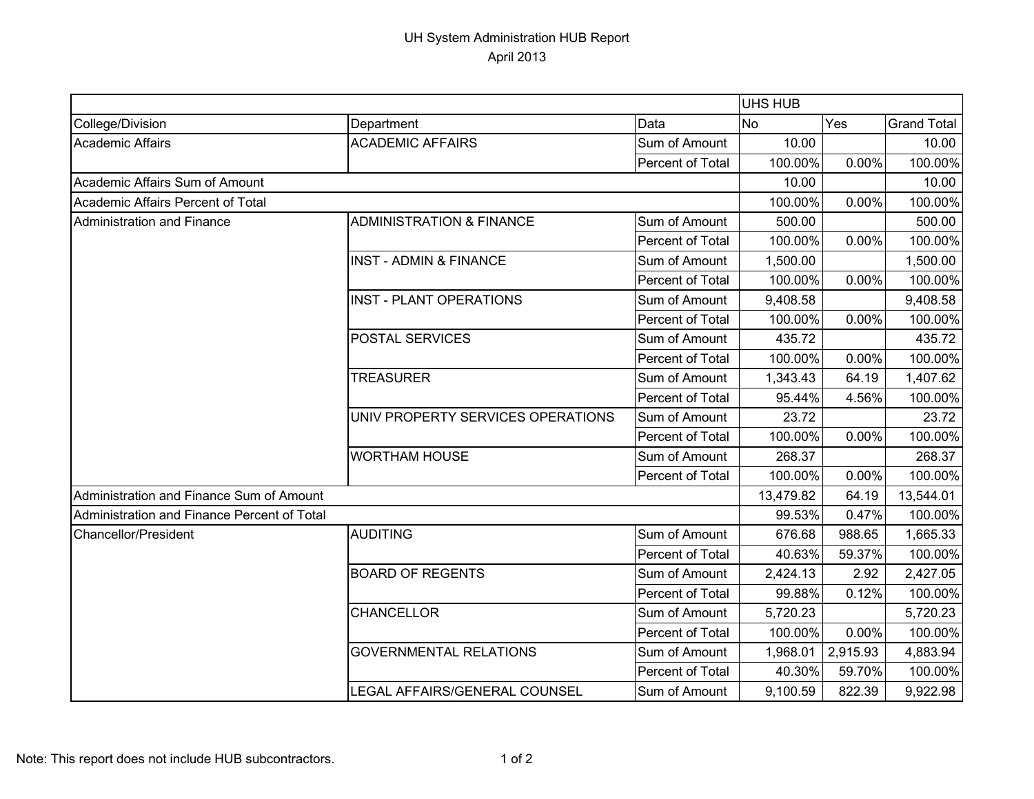# UH System Administration HUB Report

April 2013

| | | | UHS HUB | | |
|---|---|---|---|---|---|
| College/Division | Department | Data | No | Yes | Grand Total |
| Academic Affairs | ACADEMIC AFFAIRS | Sum of Amount | 10.00 | | 10.00 |
| | | Percent of Total | 100.00% | 0.00% | 100.00% |
| Academic Affairs Sum of Amount | | | 10.00 | | 10.00 |
| Academic Affairs Percent of Total | | | 100.00% | 0.00% | 100.00% |
| Administration and Finance | ADMINISTRATION & FINANCE | Sum of Amount | 500.00 | | 500.00 |
| | | Percent of Total | 100.00% | 0.00% | 100.00% |
| | INST - ADMIN & FINANCE | Sum of Amount | 1,500.00 | | 1,500.00 |
| | | Percent of Total | 100.00% | 0.00% | 100.00% |
| | INST - PLANT OPERATIONS | Sum of Amount | 9,408.58 | | 9,408.58 |
| | | Percent of Total | 100.00% | 0.00% | 100.00% |
| | POSTAL SERVICES | Sum of Amount | 435.72 | | 435.72 |
| | | Percent of Total | 100.00% | 0.00% | 100.00% |
| | TREASURER | Sum of Amount | 1,343.43 | 64.19 | 1,407.62 |
| | | Percent of Total | 95.44% | 4.56% | 100.00% |
| | UNIV PROPERTY SERVICES OPERATIONS | Sum of Amount | 23.72 | | 23.72 |
| | | Percent of Total | 100.00% | 0.00% | 100.00% |
| | WORTHAM HOUSE | Sum of Amount | 268.37 | | 268.37 |
| | | Percent of Total | 100.00% | 0.00% | 100.00% |
| Administration and Finance Sum of Amount | | | 13,479.82 | 64.19 | 13,544.01 |
| Administration and Finance Percent of Total | | | 99.53% | 0.47% | 100.00% |
| Chancellor/President | AUDITING | Sum of Amount | 676.68 | 988.65 | 1,665.33 |
| | | Percent of Total | 40.63% | 59.37% | 100.00% |
| | BOARD OF REGENTS | Sum of Amount | 2,424.13 | 2.92 | 2,427.05 |
| | | Percent of Total | 99.88% | 0.12% | 100.00% |
| | CHANCELLOR | Sum of Amount | 5,720.23 | | 5,720.23 |
| | | Percent of Total | 100.00% | 0.00% | 100.00% |
| | GOVERNMENTAL RELATIONS | Sum of Amount | 1,968.01 | 2,915.93 | 4,883.94 |
| | | Percent of Total | 40.30% | 59.70% | 100.00% |
| | LEGAL AFFAIRS/GENERAL COUNSEL | Sum of Amount | 9,100.59 | 822.39 | 9,922.98 |

Note: This report does not include HUB subcontractors.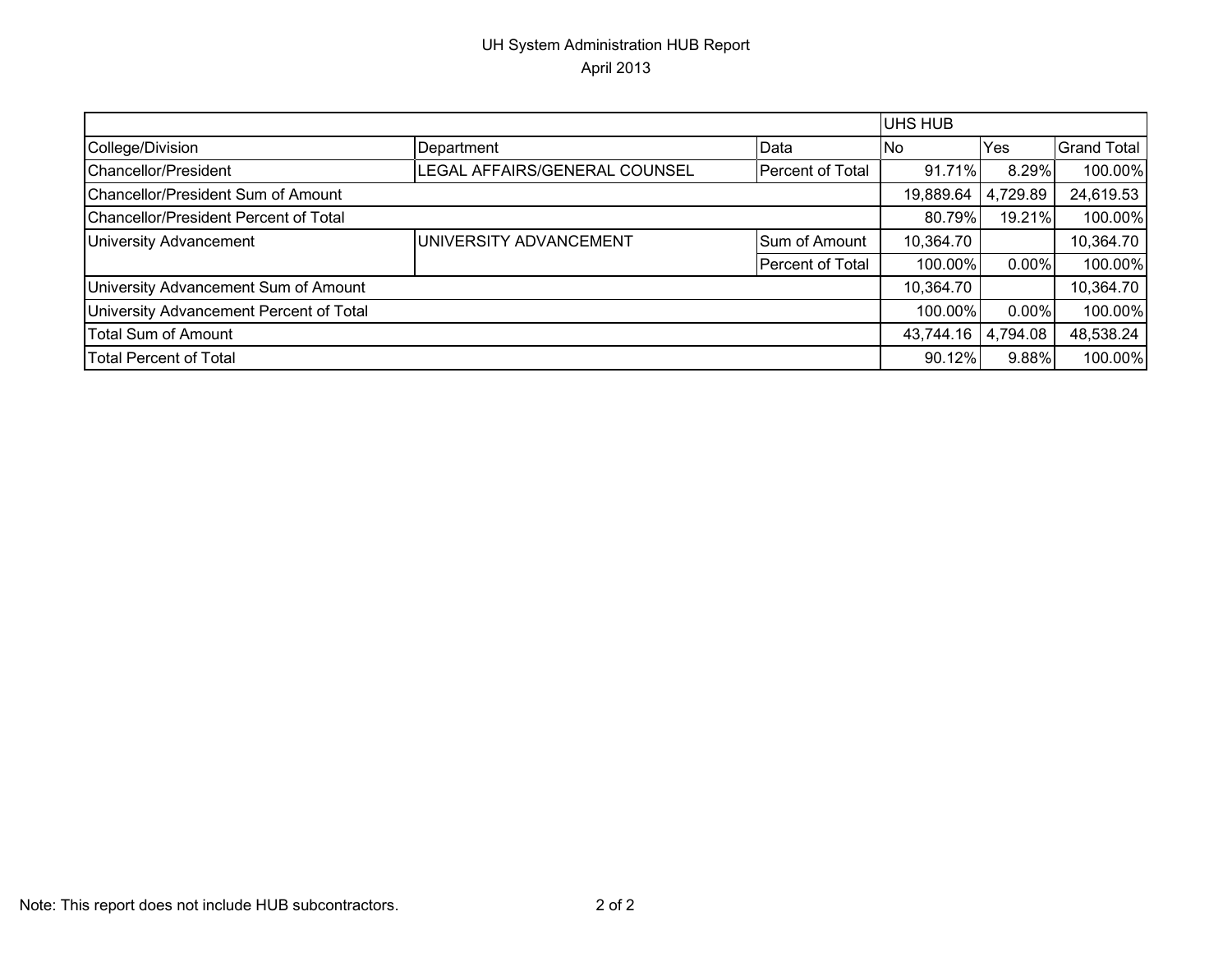UH System Administration HUB Report
April 2013

| | | | UHS HUB | | |
|---|---|---|---|---|---|
| College/Division | Department | Data | No | Yes | Grand Total |
| Chancellor/President | LEGAL AFFAIRS/GENERAL COUNSEL | Percent of Total | 91.71% | 8.29% | 100.00% |
| Chancellor/President Sum of Amount | | | 19,889.64 | 4,729.89 | 24,619.53 |
| Chancellor/President Percent of Total | | | 80.79% | 19.21% | 100.00% |
| University Advancement | UNIVERSITY ADVANCEMENT | Sum of Amount | 10,364.70 | | 10,364.70 |
| | | Percent of Total | 100.00% | 0.00% | 100.00% |
| University Advancement Sum of Amount | | | 10,364.70 | | 10,364.70 |
| University Advancement Percent of Total | | | 100.00% | 0.00% | 100.00% |
| Total Sum of Amount | | | 43,744.16 | 4,794.08 | 48,538.24 |
| Total Percent of Total | | | 90.12% | 9.88% | 100.00% |

Note: This report does not include HUB subcontractors.